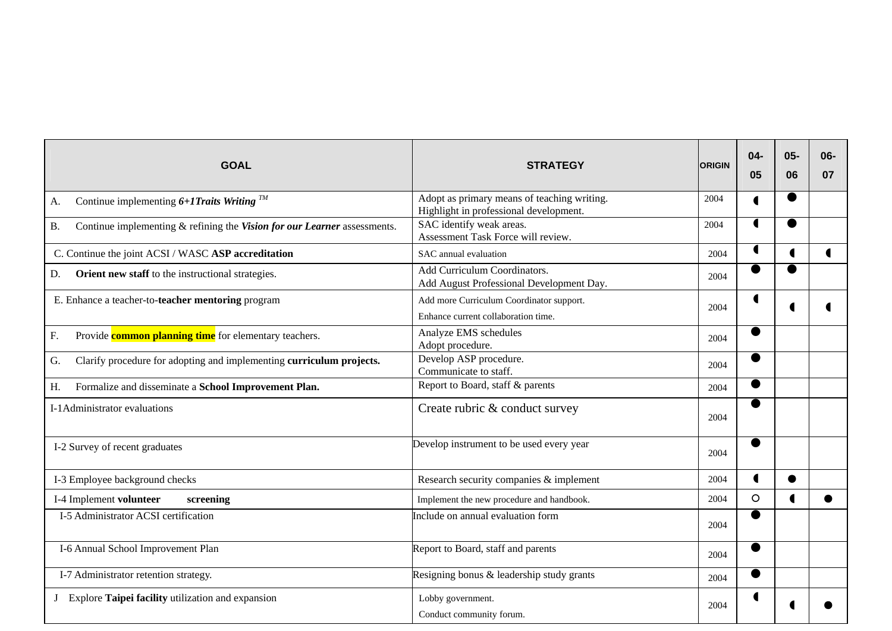| GOAL | STRATEGY | ORIGIN | 04-05 | 05-06 | 06-07 |
|---|---|---|---|---|---|
| A. Continue implementing ***6+1Traits Writing*** TM | Adopt as primary means of teaching writing. Highlight in professional development. | 2004 | ◖ | ● | |
| B. Continue implementing & refining the ***Vision for our Learner*** assessments. | SAC identify weak areas. Assessment Task Force will review. | 2004 | ◖ | ● | |
| C. Continue the joint ACSI / WASC **ASP accreditation** | SAC annual evaluation | 2004 | ◖ | ◖ | ◖ |
| D. **Orient new staff** to the instructional strategies. | Add Curriculum Coordinators. Add August Professional Development Day. | 2004 | ● | ● | |
| E. Enhance a teacher-to-**teacher mentoring** program | Add more Curriculum Coordinator support. Enhance current collaboration time. | 2004 | ◖ | ◖ | ◖ |
| F. Provide **common planning time** for elementary teachers. | Analyze EMS schedules Adopt procedure. | 2004 | ● | | |
| G. Clarify procedure for adopting and implementing **curriculum projects.** | Develop ASP procedure. Communicate to staff. | 2004 | ● | | |
| H. Formalize and disseminate a **School Improvement Plan.** | Report to Board, staff & parents | 2004 | ● | | |
| I-1Administrator evaluations | Create rubric & conduct survey | 2004 | ● | | |
| I-2 Survey of recent graduates | Develop instrument to be used every year | 2004 | ● | | |
| I-3 Employee background checks | Research security companies & implement | 2004 | ◖ | ● | |
| I-4 Implement **volunteer screening** | Implement the new procedure and handbook. | 2004 | ○ | ◖ | ● |
| I-5 Administrator ACSI certification | Include on annual evaluation form | 2004 | ● | | |
| I-6 Annual School Improvement Plan | Report to Board, staff and parents | 2004 | ● | | |
| I-7 Administrator retention strategy. | Resigning bonus & leadership study grants | 2004 | ● | | |
| J Explore **Taipei facility** utilization and expansion | Lobby government. Conduct community forum. | 2004 | ◖ | ◖ | ● |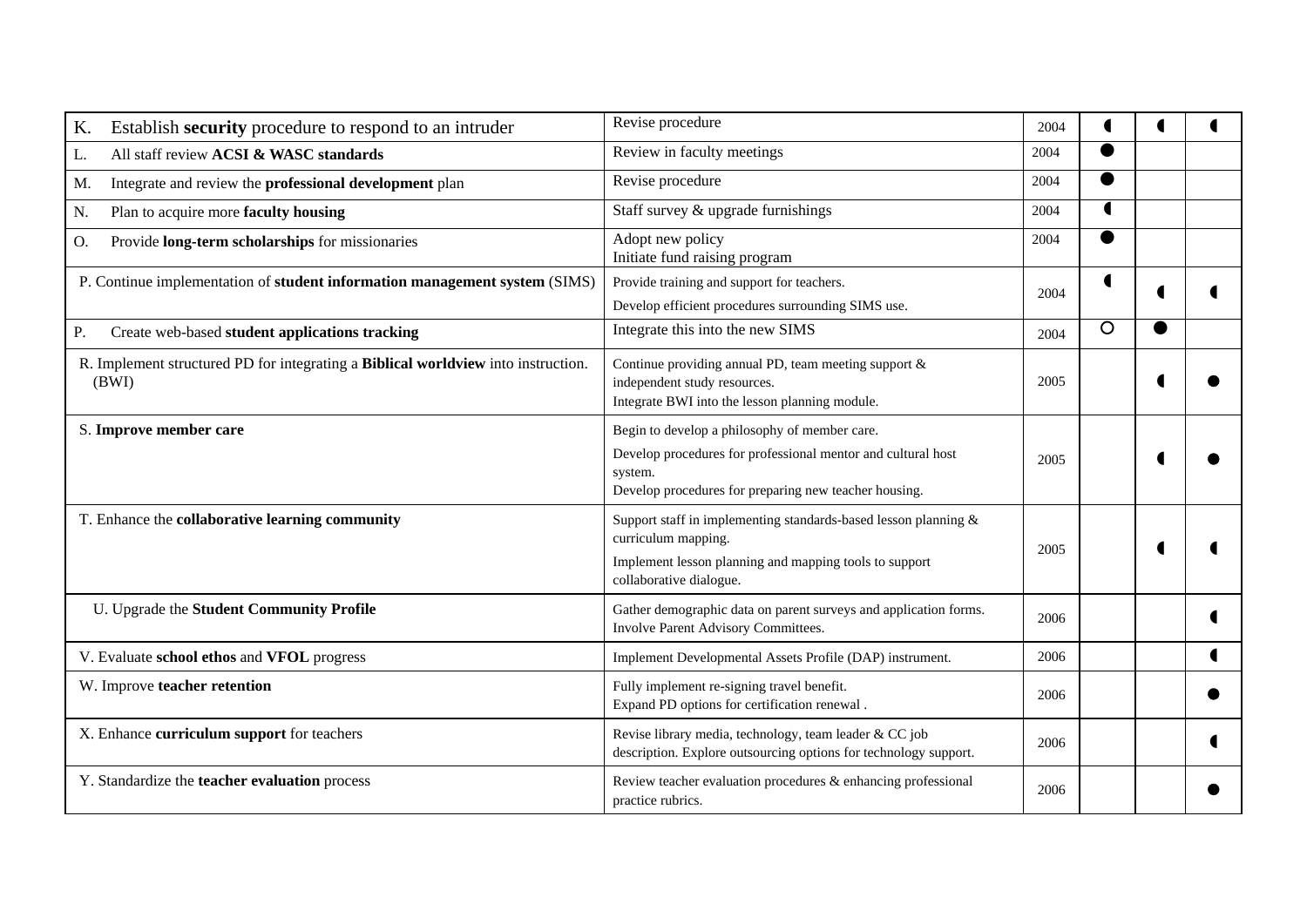| | | | | | |
|---|---|---|---|---|---|
| K. Establish **security** procedure to respond to an intruder | Revise procedure | 2004 | ◖ | ◖ | ◖ |
| L. All staff review **ACSI & WASC standards** | Review in faculty meetings | 2004 | ● | | |
| M. Integrate and review the **professional development** plan | Revise procedure | 2004 | ● | | |
| N. Plan to acquire more **faculty housing** | Staff survey & upgrade furnishings | 2004 | ◖ | | |
| O. Provide **long-term scholarships** for missionaries | Adopt new policy<br>Initiate fund raising program | 2004 | ● | | |
| P. Continue implementation of **student information management system** (SIMS) | Provide training and support for teachers.<br>Develop efficient procedures surrounding SIMS use. | 2004 | ◖ | ◖ | ◖ |
| P. Create web-based **student applications tracking** | Integrate this into the new SIMS | 2004 | ○ | ● | |
| R. Implement structured PD for integrating a **Biblical worldview** into instruction. (BWI) | Continue providing annual PD, team meeting support & independent study resources.<br>Integrate BWI into the lesson planning module. | 2005 | | ◖ | ● |
| S. **Improve member care** | Begin to develop a philosophy of member care.<br>Develop procedures for professional mentor and cultural host system.<br>Develop procedures for preparing new teacher housing. | 2005 | | ◖ | ● |
| T. Enhance the **collaborative learning community** | Support staff in implementing standards-based lesson planning & curriculum mapping.<br>Implement lesson planning and mapping tools to support collaborative dialogue. | 2005 | | ◖ | ◖ |
| U. Upgrade the **Student Community Profile** | Gather demographic data on parent surveys and application forms.<br>Involve Parent Advisory Committees. | 2006 | | | ◖ |
| V. Evaluate **school ethos** and **VFOL** progress | Implement Developmental Assets Profile (DAP) instrument. | 2006 | | | ◖ |
| W. Improve **teacher retention** | Fully implement re-signing travel benefit.<br>Expand PD options for certification renewal . | 2006 | | | ● |
| X. Enhance **curriculum support** for teachers | Revise library media, technology, team leader & CC job description. Explore outsourcing options for technology support. | 2006 | | | ◖ |
| Y. Standardize the **teacher evaluation** process | Review teacher evaluation procedures & enhancing professional practice rubrics. | 2006 | | | ● |